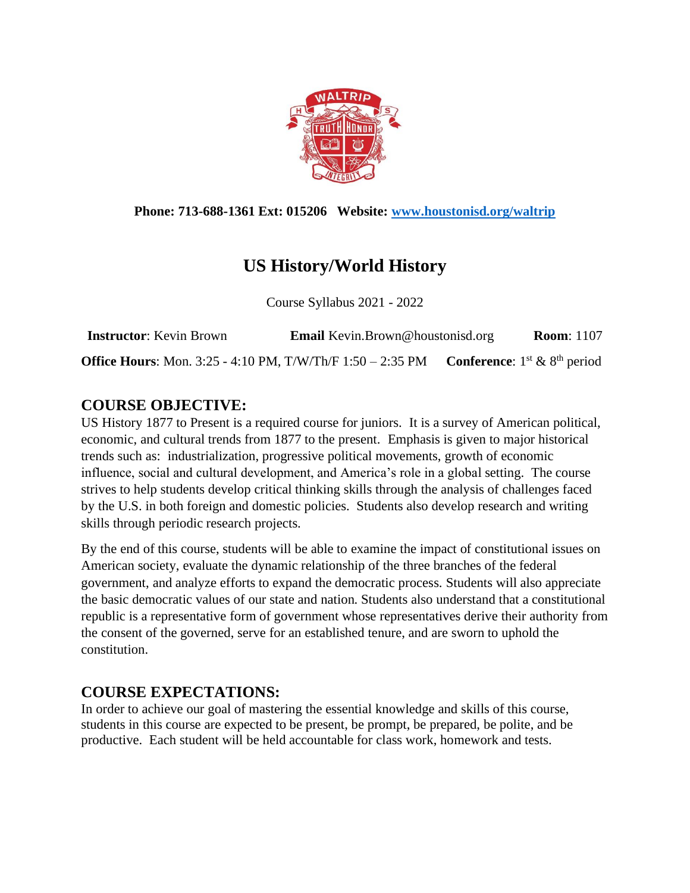**Phone: 713-688-1361 Ext: 015206  Website: [www.houstonisd.org/waltrip](http://www.houstonisd.org/waltrip)**

# US History/World History

Course Syllabus 2021 - 2022

**Instructor**: Kevin Brown  **Email** Kevin.Brown@houstonisd.org  **Room**: 1107

**Office Hours**: Mon. 3:25 - 4:10 PM, T/W/Th/F 1:50 – 2:35 PM  **Conference**: 1st & 8th period

## COURSE OBJECTIVE:

US History 1877 to Present is a required course for juniors. It is a survey of American political, economic, and cultural trends from 1877 to the present. Emphasis is given to major historical trends such as: industrialization, progressive political movements, growth of economic influence, social and cultural development, and America's role in a global setting. The course strives to help students develop critical thinking skills through the analysis of challenges faced by the U.S. in both foreign and domestic policies. Students also develop research and writing skills through periodic research projects.

By the end of this course, students will be able to examine the impact of constitutional issues on American society, evaluate the dynamic relationship of the three branches of the federal government, and analyze efforts to expand the democratic process. Students will also appreciate the basic democratic values of our state and nation. Students also understand that a constitutional republic is a representative form of government whose representatives derive their authority from the consent of the governed, serve for an established tenure, and are sworn to uphold the constitution.

## COURSE EXPECTATIONS:

In order to achieve our goal of mastering the essential knowledge and skills of this course, students in this course are expected to be present, be prompt, be prepared, be polite, and be productive. Each student will be held accountable for class work, homework and tests.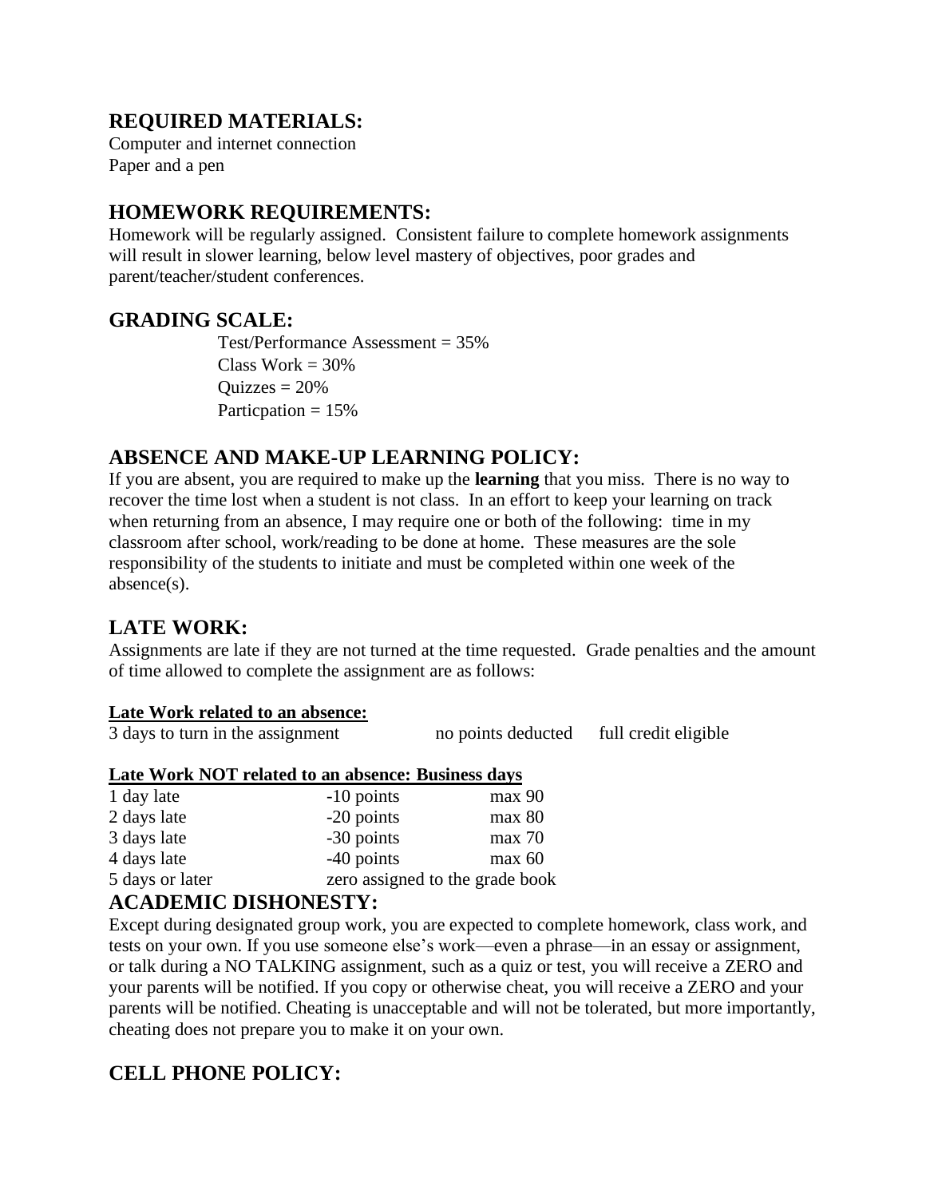## REQUIRED MATERIALS:

Computer and internet connection
Paper and a pen

## HOMEWORK REQUIREMENTS:

Homework will be regularly assigned. Consistent failure to complete homework assignments will result in slower learning, below level mastery of objectives, poor grades and parent/teacher/student conferences.

## GRADING SCALE:

Test/Performance Assessment = 35%
Class Work = 30%
Quizzes = 20%
Particpation = 15%

## ABSENCE AND MAKE-UP LEARNING POLICY:

If you are absent, you are required to make up the **learning** that you miss. There is no way to recover the time lost when a student is not class. In an effort to keep your learning on track when returning from an absence, I may require one or both of the following: time in my classroom after school, work/reading to be done at home. These measures are the sole responsibility of the students to initiate and must be completed within one week of the absence(s).

## LATE WORK:

Assignments are late if they are not turned at the time requested. Grade penalties and the amount of time allowed to complete the assignment are as follows:

**Late Work related to an absence:**

| | | |
|---|---|---|
| 3 days to turn in the assignment | no points deducted | full credit eligible |

**Late Work NOT related to an absence: Business days**

| | | |
|---|---|---|
| 1 day late | -10 points | max 90 |
| 2 days late | -20 points | max 80 |
| 3 days late | -30 points | max 70 |
| 4 days late | -40 points | max 60 |
| 5 days or later | zero assigned to the grade book | |

## ACADEMIC DISHONESTY:

Except during designated group work, you are expected to complete homework, class work, and tests on your own. If you use someone else's work—even a phrase—in an essay or assignment, or talk during a NO TALKING assignment, such as a quiz or test, you will receive a ZERO and your parents will be notified. If you copy or otherwise cheat, you will receive a ZERO and your parents will be notified. Cheating is unacceptable and will not be tolerated, but more importantly, cheating does not prepare you to make it on your own.

## CELL PHONE POLICY: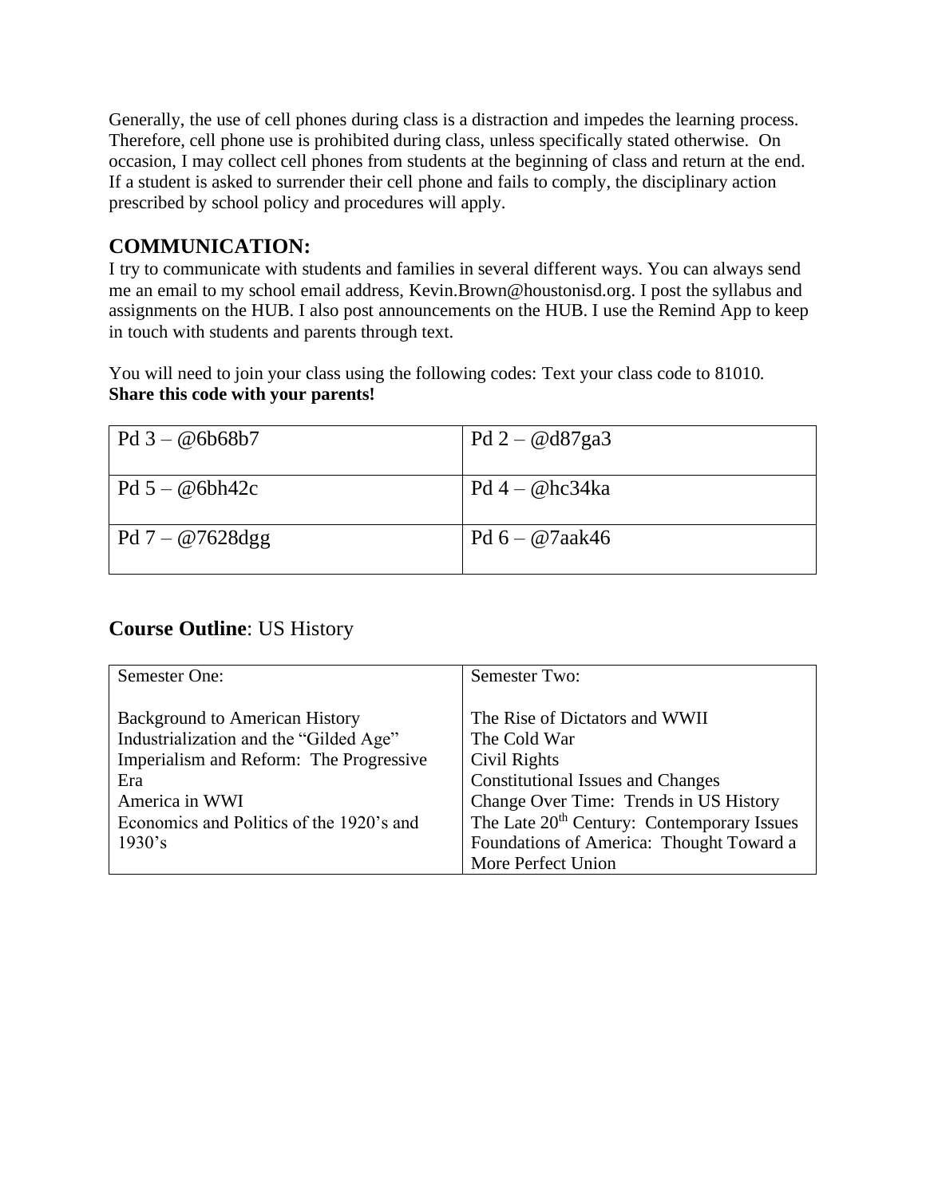Generally, the use of cell phones during class is a distraction and impedes the learning process. Therefore, cell phone use is prohibited during class, unless specifically stated otherwise. On occasion, I may collect cell phones from students at the beginning of class and return at the end. If a student is asked to surrender their cell phone and fails to comply, the disciplinary action prescribed by school policy and procedures will apply.

## COMMUNICATION:

I try to communicate with students and families in several different ways. You can always send me an email to my school email address, Kevin.Brown@houstonisd.org. I post the syllabus and assignments on the HUB. I also post announcements on the HUB. I use the Remind App to keep in touch with students and parents through text.

You will need to join your class using the following codes: Text your class code to 81010. **Share this code with your parents!**

| | |
|---|---|
| Pd 3 – @6b68b7 | Pd 2 – @d87ga3 |
| Pd 5 – @6bh42c | Pd 4 – @hc34ka |
| Pd 7 – @7628dgg | Pd 6 – @7aak46 |

## **Course Outline**: US History

| Semester One: | Semester Two: |
|---|---|
| Background to American History<br>Industrialization and the "Gilded Age"<br>Imperialism and Reform: The Progressive Era<br>America in WWI<br>Economics and Politics of the 1920's and 1930's | The Rise of Dictators and WWII<br>The Cold War<br>Civil Rights<br>Constitutional Issues and Changes<br>Change Over Time: Trends in US History<br>The Late 20th Century: Contemporary Issues<br>Foundations of America: Thought Toward a More Perfect Union |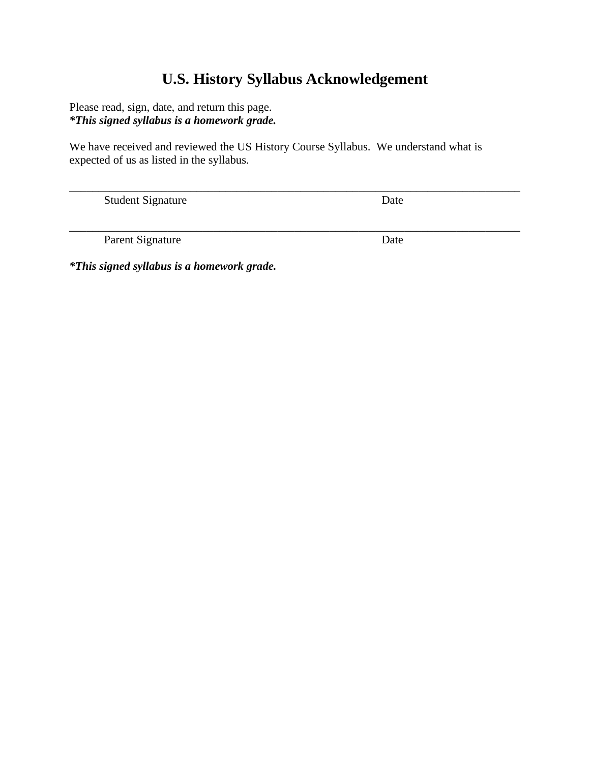# U.S. History Syllabus Acknowledgement

Please read, sign, date, and return this page.
***This signed syllabus is a homework grade.***

We have received and reviewed the US History Course Syllabus. We understand what is expected of us as listed in the syllabus.

\_\_\_\_\_\_\_\_\_\_\_\_\_\_\_\_\_\_\_\_\_\_\_\_\_\_\_\_\_\_\_\_\_\_\_\_\_\_\_\_\_\_\_\_\_\_\_\_\_\_\_\_\_\_\_\_\_\_\_\_\_\_\_\_\_\_\_\_\_\_\_\_\_\_\_\_

Student Signature                                        Date

\_\_\_\_\_\_\_\_\_\_\_\_\_\_\_\_\_\_\_\_\_\_\_\_\_\_\_\_\_\_\_\_\_\_\_\_\_\_\_\_\_\_\_\_\_\_\_\_\_\_\_\_\_\_\_\_\_\_\_\_\_\_\_\_\_\_\_\_\_\_\_\_\_\_\_\_

Parent Signature                                        Date

***This signed syllabus is a homework grade.***